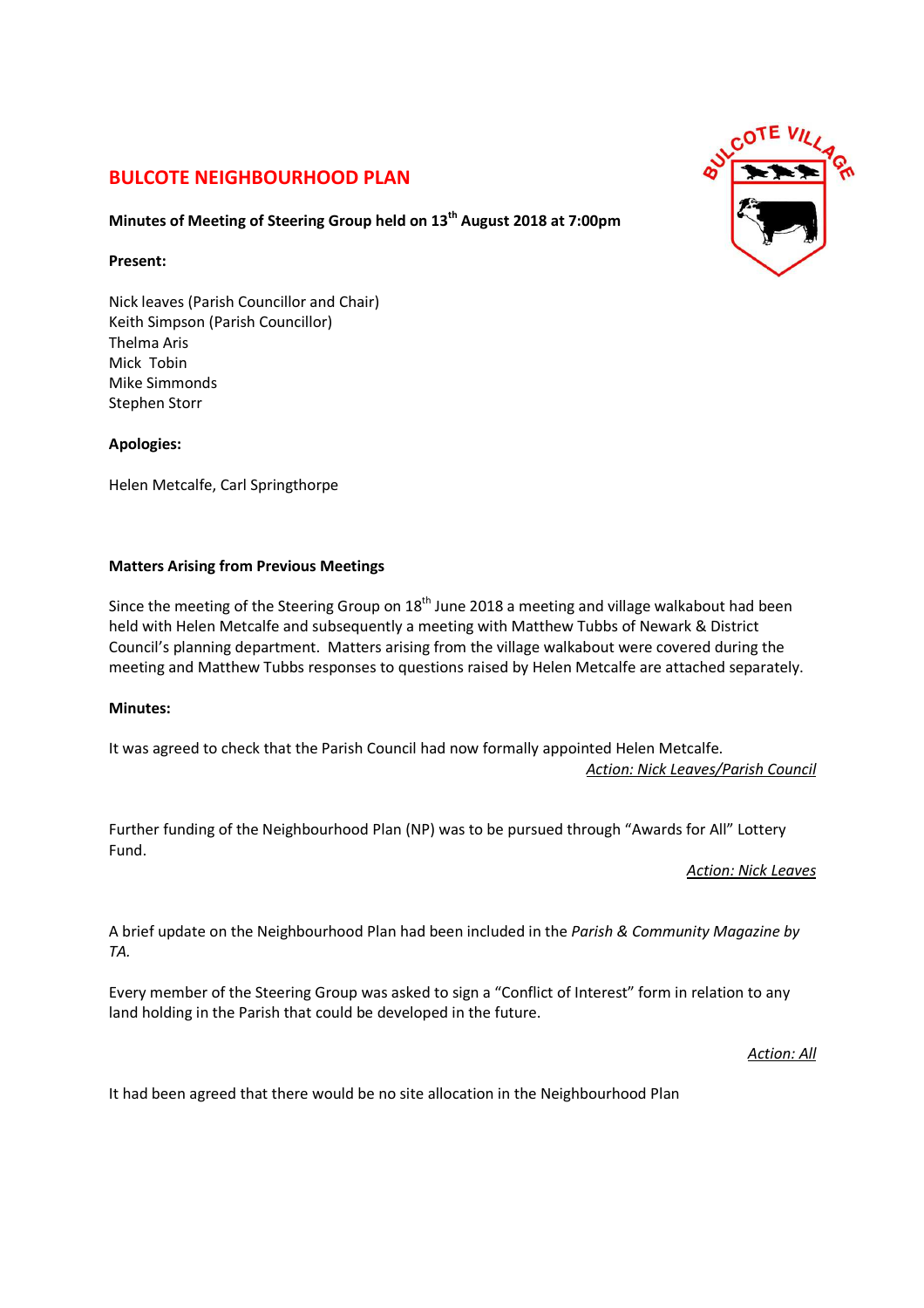# BULCOTE NEIGHBOURHOOD PLAN

**Minutes of Meeting of Steering Group held on 13th August 2018 at 7:00pm**

**Present:**

Nick leaves (Parish Councillor and Chair)
Keith Simpson (Parish Councillor)
Thelma Aris
Mick Tobin
Mike Simmonds
Stephen Storr

**Apologies:**

Helen Metcalfe, Carl Springthorpe

**Matters Arising from Previous Meetings**

Since the meeting of the Steering Group on 18th June 2018 a meeting and village walkabout had been held with Helen Metcalfe and subsequently a meeting with Matthew Tubbs of Newark & District Council's planning department. Matters arising from the village walkabout were covered during the meeting and Matthew Tubbs responses to questions raised by Helen Metcalfe are attached separately.

**Minutes:**

It was agreed to check that the Parish Council had now formally appointed Helen Metcalfe.

*Action: Nick Leaves/Parish Council*

Further funding of the Neighbourhood Plan (NP) was to be pursued through "Awards for All" Lottery Fund.

*Action: Nick Leaves*

A brief update on the Neighbourhood Plan had been included in the *Parish & Community Magazine by TA.*

Every member of the Steering Group was asked to sign a "Conflict of Interest" form in relation to any land holding in the Parish that could be developed in the future.

*Action: All*

It had been agreed that there would be no site allocation in the Neighbourhood Plan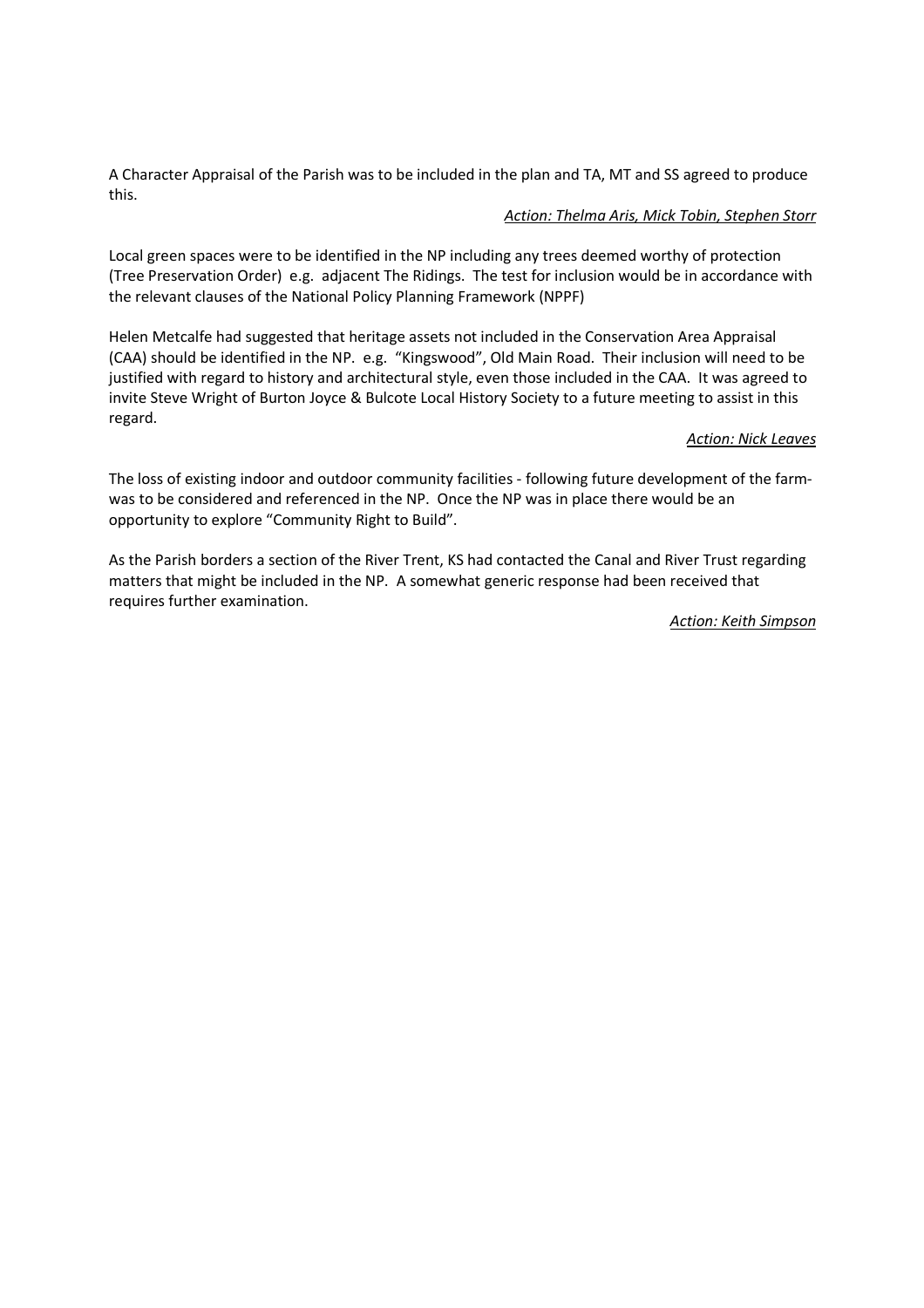A Character Appraisal of the Parish was to be included in the plan and TA, MT and SS agreed to produce this.

*Action: Thelma Aris, Mick Tobin, Stephen Storr*

Local green spaces were to be identified in the NP including any trees deemed worthy of protection (Tree Preservation Order) e.g. adjacent The Ridings. The test for inclusion would be in accordance with the relevant clauses of the National Policy Planning Framework (NPPF)

Helen Metcalfe had suggested that heritage assets not included in the Conservation Area Appraisal (CAA) should be identified in the NP. e.g. "Kingswood", Old Main Road. Their inclusion will need to be justified with regard to history and architectural style, even those included in the CAA. It was agreed to invite Steve Wright of Burton Joyce & Bulcote Local History Society to a future meeting to assist in this regard.

*Action: Nick Leaves*

The loss of existing indoor and outdoor community facilities - following future development of the farm- was to be considered and referenced in the NP. Once the NP was in place there would be an opportunity to explore "Community Right to Build".

As the Parish borders a section of the River Trent, KS had contacted the Canal and River Trust regarding matters that might be included in the NP. A somewhat generic response had been received that requires further examination.

*Action: Keith Simpson*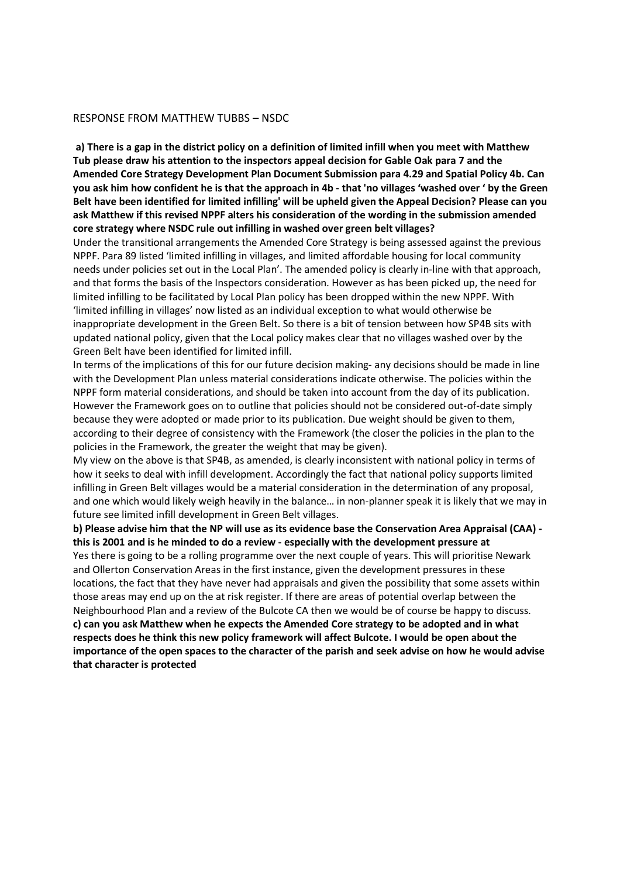RESPONSE FROM MATTHEW TUBBS – NSDC

**a) There is a gap in the district policy on a definition of limited infill when you meet with Matthew Tub please draw his attention to the inspectors appeal decision for Gable Oak para 7 and the Amended Core Strategy Development Plan Document Submission para 4.29 and Spatial Policy 4b. Can you ask him how confident he is that the approach in 4b - that 'no villages 'washed over ' by the Green Belt have been identified for limited infilling' will be upheld given the Appeal Decision? Please can you ask Matthew if this revised NPPF alters his consideration of the wording in the submission amended core strategy where NSDC rule out infilling in washed over green belt villages?**

Under the transitional arrangements the Amended Core Strategy is being assessed against the previous NPPF. Para 89 listed 'limited infilling in villages, and limited affordable housing for local community needs under policies set out in the Local Plan'. The amended policy is clearly in-line with that approach, and that forms the basis of the Inspectors consideration. However as has been picked up, the need for limited infilling to be facilitated by Local Plan policy has been dropped within the new NPPF. With 'limited infilling in villages' now listed as an individual exception to what would otherwise be inappropriate development in the Green Belt. So there is a bit of tension between how SP4B sits with updated national policy, given that the Local policy makes clear that no villages washed over by the Green Belt have been identified for limited infill.

In terms of the implications of this for our future decision making- any decisions should be made in line with the Development Plan unless material considerations indicate otherwise. The policies within the NPPF form material considerations, and should be taken into account from the day of its publication. However the Framework goes on to outline that policies should not be considered out-of-date simply because they were adopted or made prior to its publication. Due weight should be given to them, according to their degree of consistency with the Framework (the closer the policies in the plan to the policies in the Framework, the greater the weight that may be given).

My view on the above is that SP4B, as amended, is clearly inconsistent with national policy in terms of how it seeks to deal with infill development. Accordingly the fact that national policy supports limited infilling in Green Belt villages would be a material consideration in the determination of any proposal, and one which would likely weigh heavily in the balance… in non-planner speak it is likely that we may in future see limited infill development in Green Belt villages.

**b) Please advise him that the NP will use as its evidence base the Conservation Area Appraisal (CAA) - this is 2001 and is he minded to do a review - especially with the development pressure at**

Yes there is going to be a rolling programme over the next couple of years. This will prioritise Newark and Ollerton Conservation Areas in the first instance, given the development pressures in these locations, the fact that they have never had appraisals and given the possibility that some assets within those areas may end up on the at risk register. If there are areas of potential overlap between the Neighbourhood Plan and a review of the Bulcote CA then we would be of course be happy to discuss.

**c) can you ask Matthew when he expects the Amended Core strategy to be adopted and in what respects does he think this new policy framework will affect Bulcote. I would be open about the importance of the open spaces to the character of the parish and seek advise on how he would advise that character is protected**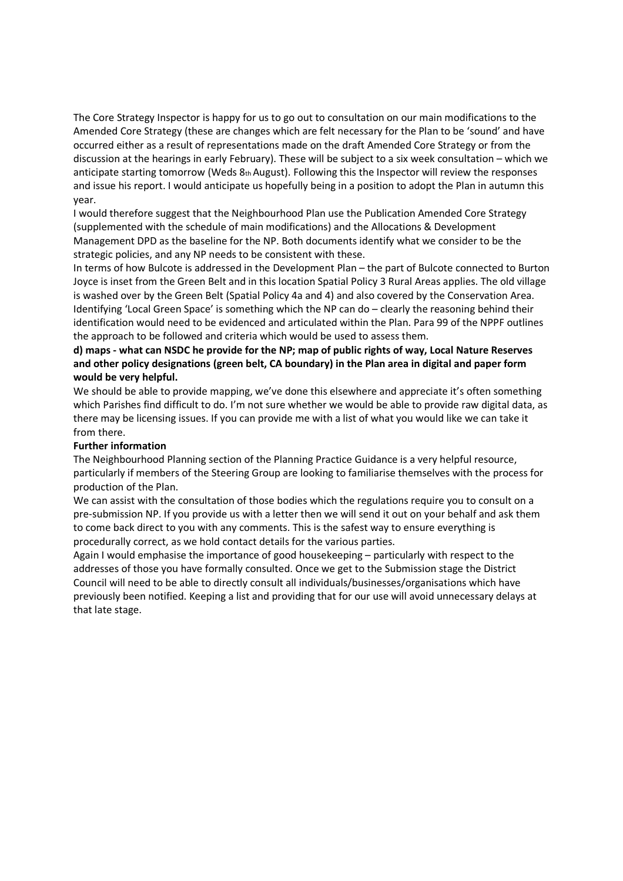The Core Strategy Inspector is happy for us to go out to consultation on our main modifications to the Amended Core Strategy (these are changes which are felt necessary for the Plan to be 'sound' and have occurred either as a result of representations made on the draft Amended Core Strategy or from the discussion at the hearings in early February). These will be subject to a six week consultation – which we anticipate starting tomorrow (Weds 8th August). Following this the Inspector will review the responses and issue his report. I would anticipate us hopefully being in a position to adopt the Plan in autumn this year.

I would therefore suggest that the Neighbourhood Plan use the Publication Amended Core Strategy (supplemented with the schedule of main modifications) and the Allocations & Development Management DPD as the baseline for the NP. Both documents identify what we consider to be the strategic policies, and any NP needs to be consistent with these.

In terms of how Bulcote is addressed in the Development Plan – the part of Bulcote connected to Burton Joyce is inset from the Green Belt and in this location Spatial Policy 3 Rural Areas applies. The old village is washed over by the Green Belt (Spatial Policy 4a and 4) and also covered by the Conservation Area. Identifying 'Local Green Space' is something which the NP can do – clearly the reasoning behind their identification would need to be evidenced and articulated within the Plan. Para 99 of the NPPF outlines the approach to be followed and criteria which would be used to assess them.

**d) maps - what can NSDC he provide for the NP; map of public rights of way, Local Nature Reserves and other policy designations (green belt, CA boundary) in the Plan area in digital and paper form would be very helpful.**

We should be able to provide mapping, we've done this elsewhere and appreciate it's often something which Parishes find difficult to do. I'm not sure whether we would be able to provide raw digital data, as there may be licensing issues. If you can provide me with a list of what you would like we can take it from there.

**Further information**

The Neighbourhood Planning section of the Planning Practice Guidance is a very helpful resource, particularly if members of the Steering Group are looking to familiarise themselves with the process for production of the Plan.

We can assist with the consultation of those bodies which the regulations require you to consult on a pre-submission NP. If you provide us with a letter then we will send it out on your behalf and ask them to come back direct to you with any comments. This is the safest way to ensure everything is procedurally correct, as we hold contact details for the various parties.

Again I would emphasise the importance of good housekeeping – particularly with respect to the addresses of those you have formally consulted. Once we get to the Submission stage the District Council will need to be able to directly consult all individuals/businesses/organisations which have previously been notified. Keeping a list and providing that for our use will avoid unnecessary delays at that late stage.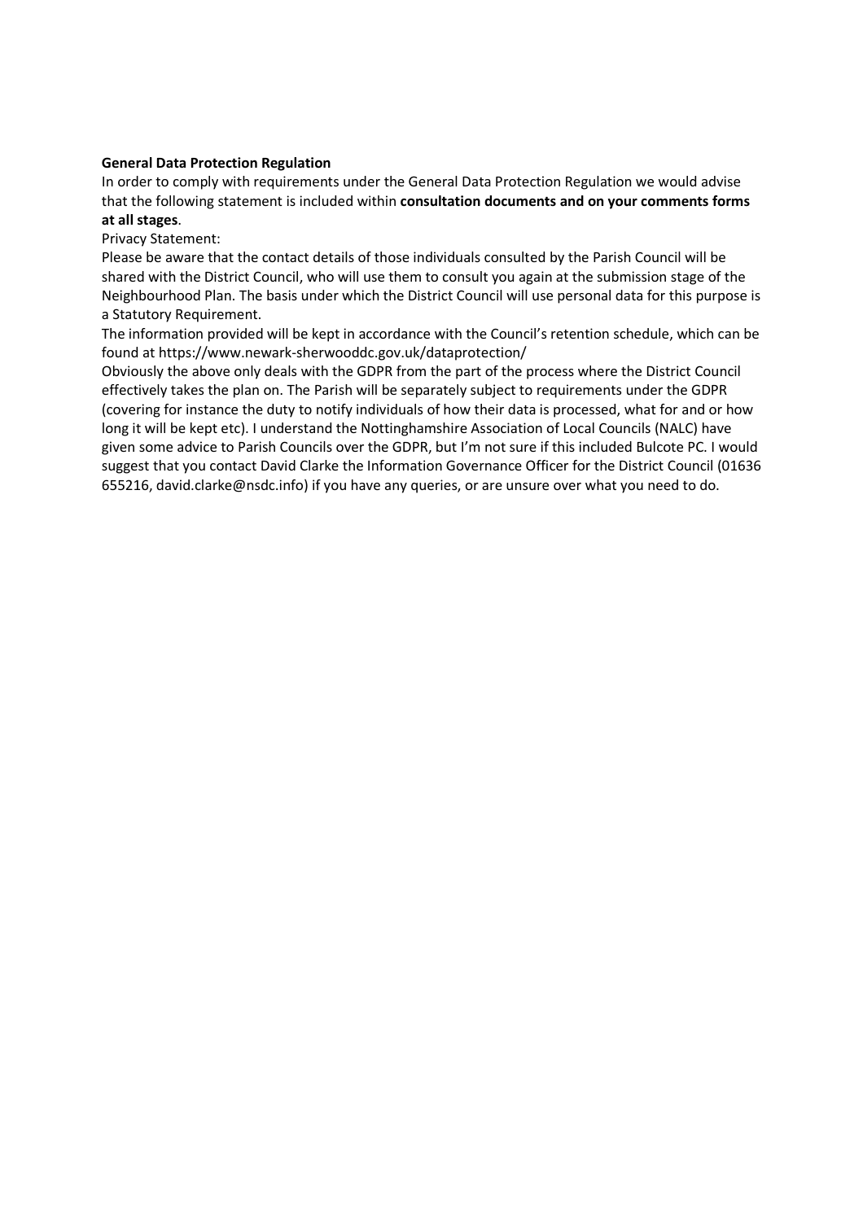**General Data Protection Regulation**

In order to comply with requirements under the General Data Protection Regulation we would advise that the following statement is included within **consultation documents and on your comments forms at all stages**.

Privacy Statement:

Please be aware that the contact details of those individuals consulted by the Parish Council will be shared with the District Council, who will use them to consult you again at the submission stage of the Neighbourhood Plan. The basis under which the District Council will use personal data for this purpose is a Statutory Requirement.

The information provided will be kept in accordance with the Council's retention schedule, which can be found at https://www.newark-sherwooddc.gov.uk/dataprotection/

Obviously the above only deals with the GDPR from the part of the process where the District Council effectively takes the plan on. The Parish will be separately subject to requirements under the GDPR (covering for instance the duty to notify individuals of how their data is processed, what for and or how long it will be kept etc). I understand the Nottinghamshire Association of Local Councils (NALC) have given some advice to Parish Councils over the GDPR, but I'm not sure if this included Bulcote PC. I would suggest that you contact David Clarke the Information Governance Officer for the District Council (01636 655216, david.clarke@nsdc.info) if you have any queries, or are unsure over what you need to do.